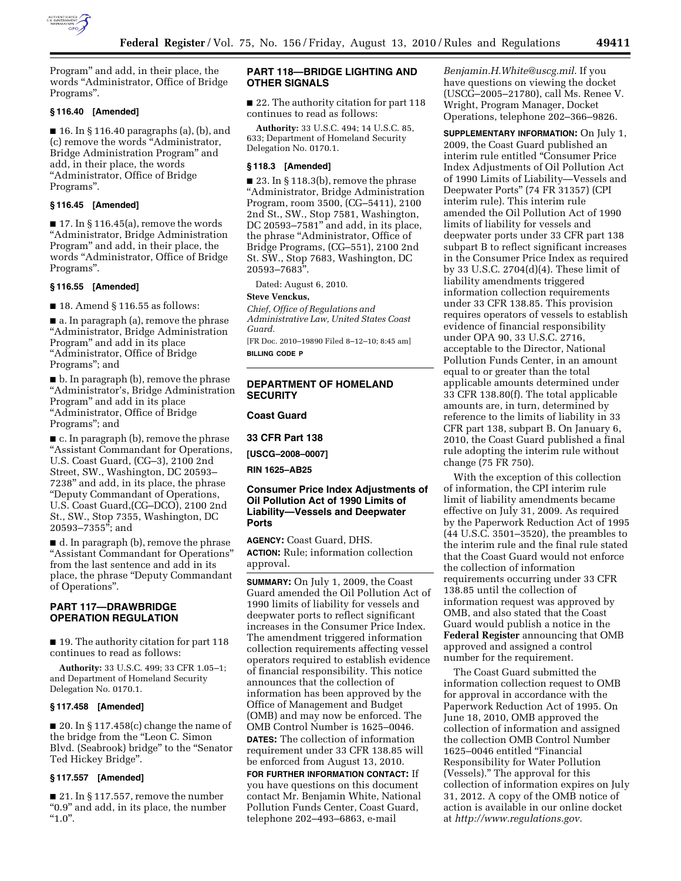Program" and add, in their place, the words "Administrator, Office of Bridge Programs".

### § 116.40 [Amended]

■ 16. In § 116.40 paragraphs (a), (b), and (c) remove the words "Administrator, Bridge Administration Program" and add, in their place, the words "Administrator, Office of Bridge Programs".

### § 116.45 [Amended]

■ 17. In § 116.45(a), remove the words "Administrator, Bridge Administration Program" and add, in their place, the words "Administrator, Office of Bridge Programs".

### § 116.55 [Amended]

■ 18. Amend § 116.55 as follows:

■ a. In paragraph (a), remove the phrase "Administrator, Bridge Administration Program" and add in its place "Administrator, Office of Bridge Programs"; and

■ b. In paragraph (b), remove the phrase "Administrator's, Bridge Administration Program" and add in its place "Administrator, Office of Bridge Programs"; and

■ c. In paragraph (b), remove the phrase "Assistant Commandant for Operations, U.S. Coast Guard, (CG–3), 2100 2nd Street, SW., Washington, DC 20593–7238" and add, in its place, the phrase "Deputy Commandant of Operations, U.S. Coast Guard,(CG–DCO), 2100 2nd St., SW., Stop 7355, Washington, DC 20593–7355"; and

■ d. In paragraph (b), remove the phrase "Assistant Commandant for Operations" from the last sentence and add in its place, the phrase "Deputy Commandant of Operations".

## PART 117—DRAWBRIDGE OPERATION REGULATION

■ 19. The authority citation for part 118 continues to read as follows:

**Authority:** 33 U.S.C. 499; 33 CFR 1.05–1; and Department of Homeland Security Delegation No. 0170.1.

### § 117.458 [Amended]

■ 20. In § 117.458(c) change the name of the bridge from the "Leon C. Simon Blvd. (Seabrook) bridge" to the "Senator Ted Hickey Bridge".

### § 117.557 [Amended]

■ 21. In § 117.557, remove the number "0.9" and add, in its place, the number "1.0".

## PART 118—BRIDGE LIGHTING AND OTHER SIGNALS

■ 22. The authority citation for part 118 continues to read as follows:

**Authority:** 33 U.S.C. 494; 14 U.S.C. 85, 633; Department of Homeland Security Delegation No. 0170.1.

### § 118.3 [Amended]

■ 23. In § 118.3(b), remove the phrase "Administrator, Bridge Administration Program, room 3500, (CG–5411), 2100 2nd St., SW., Stop 7581, Washington, DC 20593–7581" and add, in its place, the phrase "Administrator, Office of Bridge Programs, (CG–551), 2100 2nd St. SW., Stop 7683, Washington, DC 20593–7683".

Dated: August 6, 2010.

**Steve Venckus,**

*Chief, Office of Regulations and Administrative Law, United States Coast Guard.*

[FR Doc. 2010–19890 Filed 8–12–10; 8:45 am]

**BILLING CODE P**

---

## DEPARTMENT OF HOMELAND SECURITY

### Coast Guard

### 33 CFR Part 138

**[USCG–2008–0007]**

**RIN 1625–AB25**

## Consumer Price Index Adjustments of Oil Pollution Act of 1990 Limits of Liability—Vessels and Deepwater Ports

**AGENCY:** Coast Guard, DHS.

**ACTION:** Rule; information collection approval.

**SUMMARY:** On July 1, 2009, the Coast Guard amended the Oil Pollution Act of 1990 limits of liability for vessels and deepwater ports to reflect significant increases in the Consumer Price Index. The amendment triggered information collection requirements affecting vessel operators required to establish evidence of financial responsibility. This notice announces that the collection of information has been approved by the Office of Management and Budget (OMB) and may now be enforced. The OMB Control Number is 1625–0046.

**DATES:** The collection of information requirement under 33 CFR 138.85 will be enforced from August 13, 2010.

**FOR FURTHER INFORMATION CONTACT:** If you have questions on this document contact Mr. Benjamin White, National Pollution Funds Center, Coast Guard, telephone 202–493–6863, e-mail *Benjamin.H.White@uscg.mil.* If you have questions on viewing the docket (USCG–2005–21780), call Ms. Renee V. Wright, Program Manager, Docket Operations, telephone 202–366–9826.

**SUPPLEMENTARY INFORMATION:** On July 1, 2009, the Coast Guard published an interim rule entitled "Consumer Price Index Adjustments of Oil Pollution Act of 1990 Limits of Liability—Vessels and Deepwater Ports" (74 FR 31357) (CPI interim rule). This interim rule amended the Oil Pollution Act of 1990 limits of liability for vessels and deepwater ports under 33 CFR part 138 subpart B to reflect significant increases in the Consumer Price Index as required by 33 U.S.C. 2704(d)(4). These limit of liability amendments triggered information collection requirements under 33 CFR 138.85. This provision requires operators of vessels to establish evidence of financial responsibility under OPA 90, 33 U.S.C. 2716, acceptable to the Director, National Pollution Funds Center, in an amount equal to or greater than the total applicable amounts determined under 33 CFR 138.80(f). The total applicable amounts are, in turn, determined by reference to the limits of liability in 33 CFR part 138, subpart B. On January 6, 2010, the Coast Guard published a final rule adopting the interim rule without change (75 FR 750).

With the exception of this collection of information, the CPI interim rule limit of liability amendments became effective on July 31, 2009. As required by the Paperwork Reduction Act of 1995 (44 U.S.C. 3501–3520), the preambles to the interim rule and the final rule stated that the Coast Guard would not enforce the collection of information requirements occurring under 33 CFR 138.85 until the collection of information request was approved by OMB, and also stated that the Coast Guard would publish a notice in the **Federal Register** announcing that OMB approved and assigned a control number for the requirement.

The Coast Guard submitted the information collection request to OMB for approval in accordance with the Paperwork Reduction Act of 1995. On June 18, 2010, OMB approved the collection of information and assigned the collection OMB Control Number 1625–0046 entitled "Financial Responsibility for Water Pollution (Vessels)." The approval for this collection of information expires on July 31, 2012. A copy of the OMB notice of action is available in our online docket at *http://www.regulations.gov.*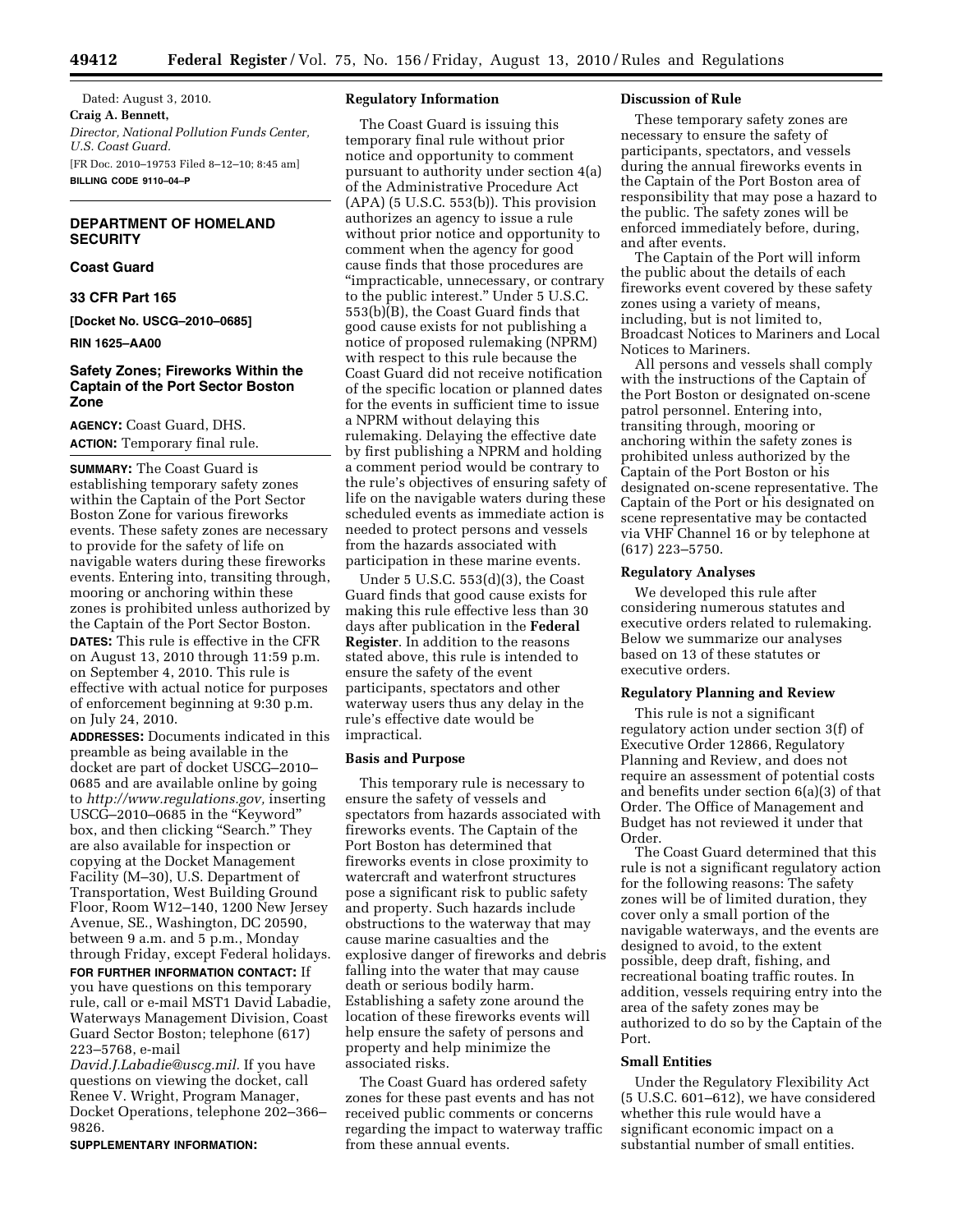Dated: August 3, 2010.

**Craig A. Bennett,**

*Director, National Pollution Funds Center, U.S. Coast Guard.*

[FR Doc. 2010–19753 Filed 8–12–10; 8:45 am]

**BILLING CODE 9110–04–P**

## DEPARTMENT OF HOMELAND SECURITY

### Coast Guard

### 33 CFR Part 165

**[Docket No. USCG–2010–0685]**

**RIN 1625–AA00**

## Safety Zones; Fireworks Within the Captain of the Port Sector Boston Zone

**AGENCY:** Coast Guard, DHS.

**ACTION:** Temporary final rule.

**SUMMARY:** The Coast Guard is establishing temporary safety zones within the Captain of the Port Sector Boston Zone for various fireworks events. These safety zones are necessary to provide for the safety of life on navigable waters during these fireworks events. Entering into, transiting through, mooring or anchoring within these zones is prohibited unless authorized by the Captain of the Port Sector Boston.

**DATES:** This rule is effective in the CFR on August 13, 2010 through 11:59 p.m. on September 4, 2010. This rule is effective with actual notice for purposes of enforcement beginning at 9:30 p.m. on July 24, 2010.

**ADDRESSES:** Documents indicated in this preamble as being available in the docket are part of docket USCG–2010–0685 and are available online by going to *http://www.regulations.gov,* inserting USCG–2010–0685 in the "Keyword" box, and then clicking "Search." They are also available for inspection or copying at the Docket Management Facility (M–30), U.S. Department of Transportation, West Building Ground Floor, Room W12–140, 1200 New Jersey Avenue, SE., Washington, DC 20590, between 9 a.m. and 5 p.m., Monday through Friday, except Federal holidays.

**FOR FURTHER INFORMATION CONTACT:** If you have questions on this temporary rule, call or e-mail MST1 David Labadie, Waterways Management Division, Coast Guard Sector Boston; telephone (617) 223–5768, e-mail *David.J.Labadie@uscg.mil.* If you have questions on viewing the docket, call Renee V. Wright, Program Manager, Docket Operations, telephone 202–366–9826.

**SUPPLEMENTARY INFORMATION:**

### Regulatory Information

The Coast Guard is issuing this temporary final rule without prior notice and opportunity to comment pursuant to authority under section 4(a) of the Administrative Procedure Act (APA) (5 U.S.C. 553(b)). This provision authorizes an agency to issue a rule without prior notice and opportunity to comment when the agency for good cause finds that those procedures are "impracticable, unnecessary, or contrary to the public interest." Under 5 U.S.C. 553(b)(B), the Coast Guard finds that good cause exists for not publishing a notice of proposed rulemaking (NPRM) with respect to this rule because the Coast Guard did not receive notification of the specific location or planned dates for the events in sufficient time to issue a NPRM without delaying this rulemaking. Delaying the effective date by first publishing a NPRM and holding a comment period would be contrary to the rule's objectives of ensuring safety of life on the navigable waters during these scheduled events as immediate action is needed to protect persons and vessels from the hazards associated with participation in these marine events.

Under 5 U.S.C. 553(d)(3), the Coast Guard finds that good cause exists for making this rule effective less than 30 days after publication in the **Federal Register**. In addition to the reasons stated above, this rule is intended to ensure the safety of the event participants, spectators and other waterway users thus any delay in the rule's effective date would be impractical.

### Basis and Purpose

This temporary rule is necessary to ensure the safety of vessels and spectators from hazards associated with fireworks events. The Captain of the Port Boston has determined that fireworks events in close proximity to watercraft and waterfront structures pose a significant risk to public safety and property. Such hazards include obstructions to the waterway that may cause marine casualties and the explosive danger of fireworks and debris falling into the water that may cause death or serious bodily harm. Establishing a safety zone around the location of these fireworks events will help ensure the safety of persons and property and help minimize the associated risks.

The Coast Guard has ordered safety zones for these past events and has not received public comments or concerns regarding the impact to waterway traffic from these annual events.

### Discussion of Rule

These temporary safety zones are necessary to ensure the safety of participants, spectators, and vessels during the annual fireworks events in the Captain of the Port Boston area of responsibility that may pose a hazard to the public. The safety zones will be enforced immediately before, during, and after events.

The Captain of the Port will inform the public about the details of each fireworks event covered by these safety zones using a variety of means, including, but is not limited to, Broadcast Notices to Mariners and Local Notices to Mariners.

All persons and vessels shall comply with the instructions of the Captain of the Port Boston or designated on-scene patrol personnel. Entering into, transiting through, mooring or anchoring within the safety zones is prohibited unless authorized by the Captain of the Port Boston or his designated on-scene representative. The Captain of the Port or his designated on scene representative may be contacted via VHF Channel 16 or by telephone at (617) 223–5750.

### Regulatory Analyses

We developed this rule after considering numerous statutes and executive orders related to rulemaking. Below we summarize our analyses based on 13 of these statutes or executive orders.

### Regulatory Planning and Review

This rule is not a significant regulatory action under section 3(f) of Executive Order 12866, Regulatory Planning and Review, and does not require an assessment of potential costs and benefits under section 6(a)(3) of that Order. The Office of Management and Budget has not reviewed it under that Order.

The Coast Guard determined that this rule is not a significant regulatory action for the following reasons: The safety zones will be of limited duration, they cover only a small portion of the navigable waterways, and the events are designed to avoid, to the extent possible, deep draft, fishing, and recreational boating traffic routes. In addition, vessels requiring entry into the area of the safety zones may be authorized to do so by the Captain of the Port.

### Small Entities

Under the Regulatory Flexibility Act (5 U.S.C. 601–612), we have considered whether this rule would have a significant economic impact on a substantial number of small entities.